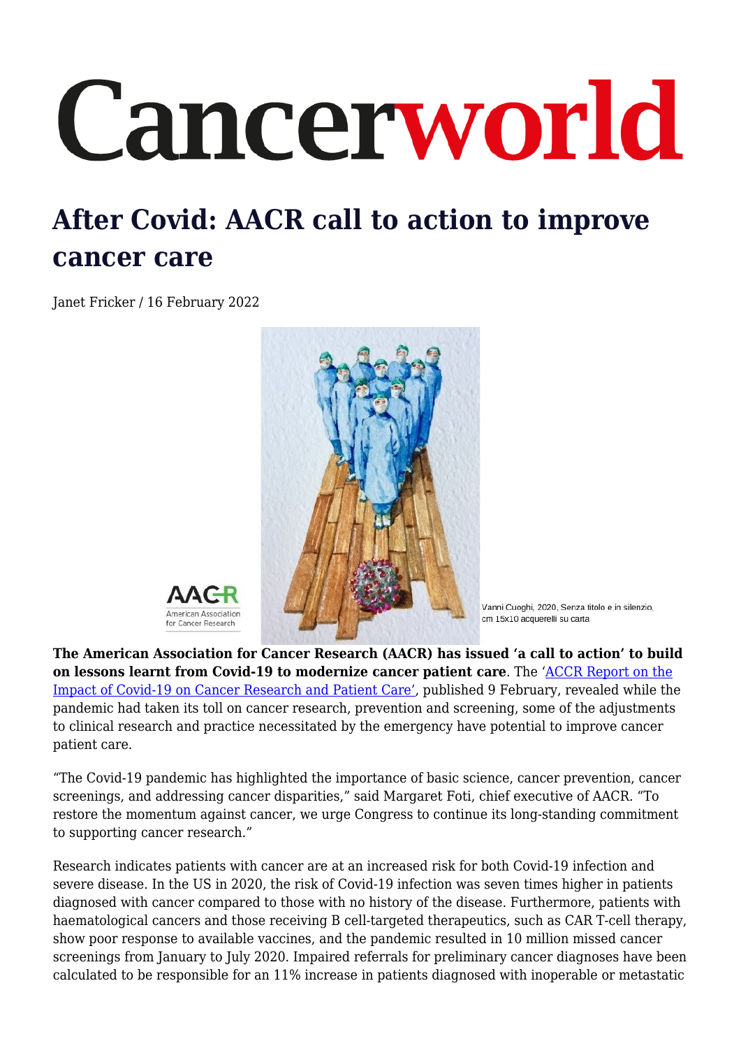# After Covid: AACR call to action to improve cancer care

Janet Fricker / 16 February 2022

Vanni Cuoghi, 2020, Senza titolo e in silenzio, cm 15x10 acquerelli su carta

**The American Association for Cancer Research (AACR) has issued 'a call to action' to build on lessons learnt from Covid-19 to modernize cancer patient care**. The 'ACCR Report on the Impact of Covid-19 on Cancer Research and Patient Care', published 9 February, revealed while the pandemic had taken its toll on cancer research, prevention and screening, some of the adjustments to clinical research and practice necessitated by the emergency have potential to improve cancer patient care.

"The Covid-19 pandemic has highlighted the importance of basic science, cancer prevention, cancer screenings, and addressing cancer disparities," said Margaret Foti, chief executive of AACR. "To restore the momentum against cancer, we urge Congress to continue its long-standing commitment to supporting cancer research."

Research indicates patients with cancer are at an increased risk for both Covid-19 infection and severe disease. In the US in 2020, the risk of Covid-19 infection was seven times higher in patients diagnosed with cancer compared to those with no history of the disease. Furthermore, patients with haematological cancers and those receiving B cell-targeted therapeutics, such as CAR T-cell therapy, show poor response to available vaccines, and the pandemic resulted in 10 million missed cancer screenings from January to July 2020. Impaired referrals for preliminary cancer diagnoses have been calculated to be responsible for an 11% increase in patients diagnosed with inoperable or metastatic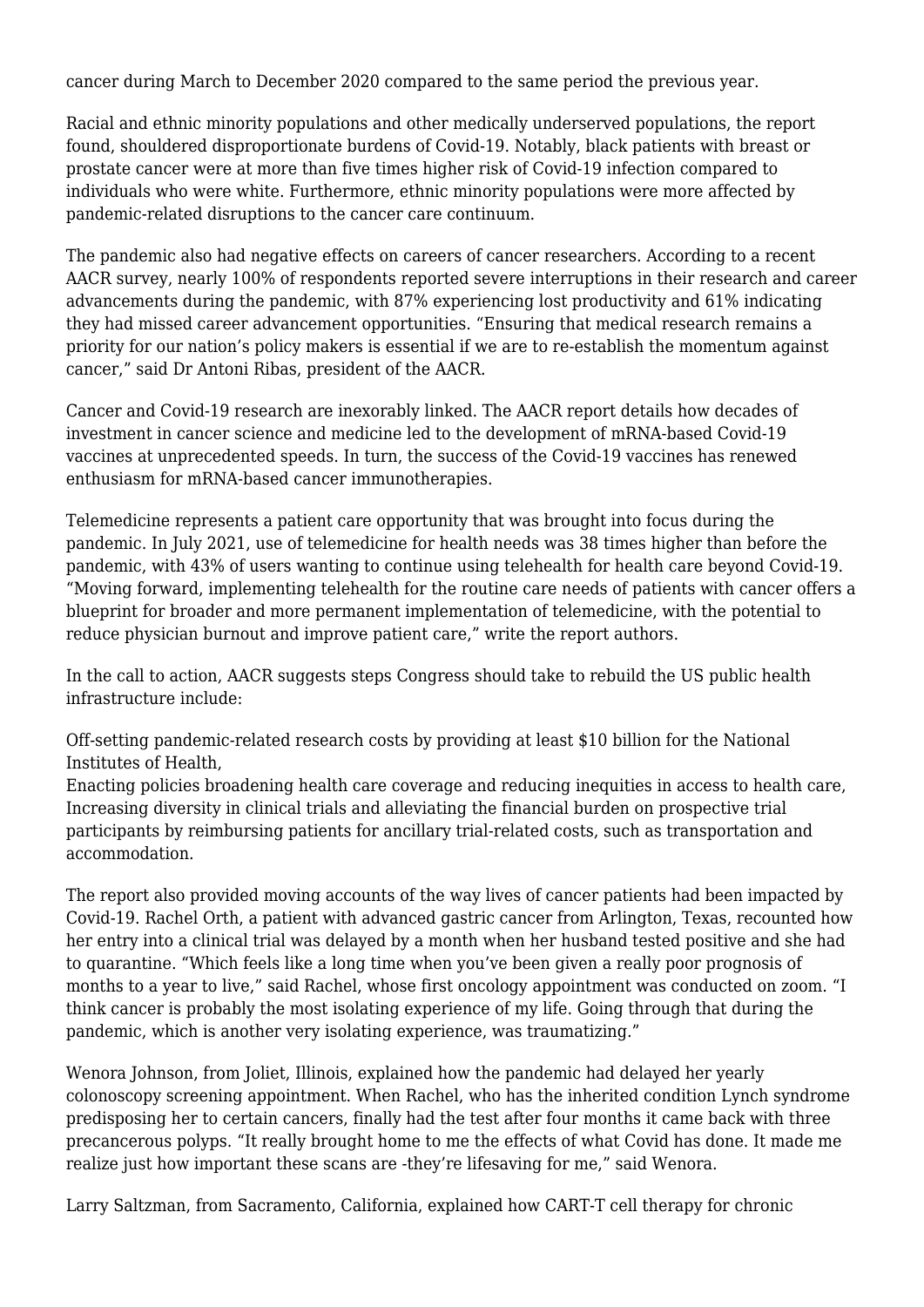cancer during March to December 2020 compared to the same period the previous year.

Racial and ethnic minority populations and other medically underserved populations, the report found, shouldered disproportionate burdens of Covid-19. Notably, black patients with breast or prostate cancer were at more than five times higher risk of Covid-19 infection compared to individuals who were white. Furthermore, ethnic minority populations were more affected by pandemic-related disruptions to the cancer care continuum.

The pandemic also had negative effects on careers of cancer researchers. According to a recent AACR survey, nearly 100% of respondents reported severe interruptions in their research and career advancements during the pandemic, with 87% experiencing lost productivity and 61% indicating they had missed career advancement opportunities. "Ensuring that medical research remains a priority for our nation's policy makers is essential if we are to re-establish the momentum against cancer," said Dr Antoni Ribas, president of the AACR.

Cancer and Covid-19 research are inexorably linked. The AACR report details how decades of investment in cancer science and medicine led to the development of mRNA-based Covid-19 vaccines at unprecedented speeds. In turn, the success of the Covid-19 vaccines has renewed enthusiasm for mRNA-based cancer immunotherapies.

Telemedicine represents a patient care opportunity that was brought into focus during the pandemic. In July 2021, use of telemedicine for health needs was 38 times higher than before the pandemic, with 43% of users wanting to continue using telehealth for health care beyond Covid-19. "Moving forward, implementing telehealth for the routine care needs of patients with cancer offers a blueprint for broader and more permanent implementation of telemedicine, with the potential to reduce physician burnout and improve patient care," write the report authors.

In the call to action, AACR suggests steps Congress should take to rebuild the US public health infrastructure include:

Off-setting pandemic-related research costs by providing at least $10 billion for the National Institutes of Health,
Enacting policies broadening health care coverage and reducing inequities in access to health care,
Increasing diversity in clinical trials and alleviating the financial burden on prospective trial participants by reimbursing patients for ancillary trial-related costs, such as transportation and accommodation.

The report also provided moving accounts of the way lives of cancer patients had been impacted by Covid-19. Rachel Orth, a patient with advanced gastric cancer from Arlington, Texas, recounted how her entry into a clinical trial was delayed by a month when her husband tested positive and she had to quarantine. "Which feels like a long time when you've been given a really poor prognosis of months to a year to live," said Rachel, whose first oncology appointment was conducted on zoom. "I think cancer is probably the most isolating experience of my life. Going through that during the pandemic, which is another very isolating experience, was traumatizing."

Wenora Johnson, from Joliet, Illinois, explained how the pandemic had delayed her yearly colonoscopy screening appointment. When Rachel, who has the inherited condition Lynch syndrome predisposing her to certain cancers, finally had the test after four months it came back with three precancerous polyps. "It really brought home to me the effects of what Covid has done. It made me realize just how important these scans are -they're lifesaving for me," said Wenora.

Larry Saltzman, from Sacramento, California, explained how CART-T cell therapy for chronic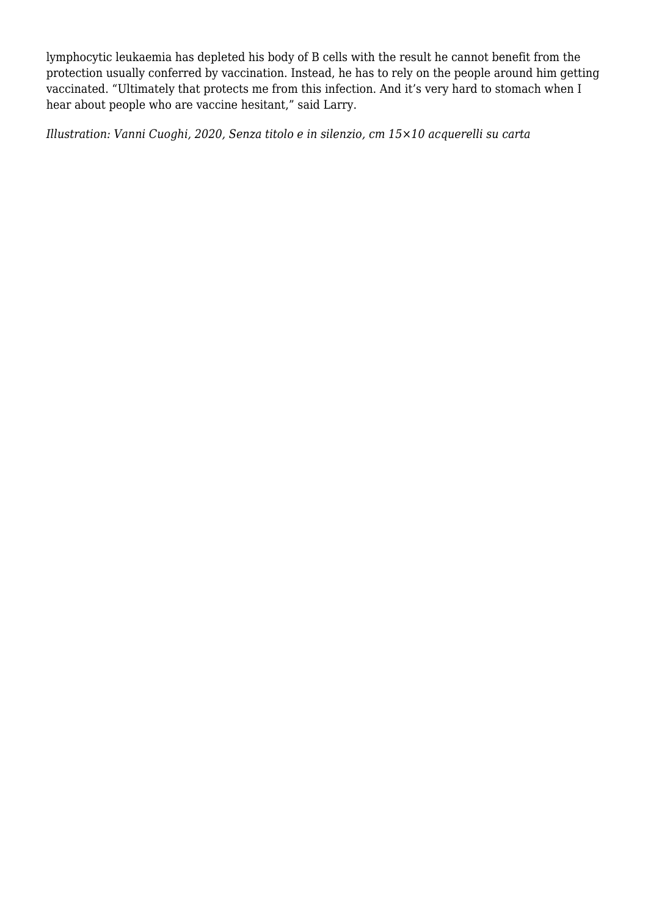lymphocytic leukaemia has depleted his body of B cells with the result he cannot benefit from the protection usually conferred by vaccination. Instead, he has to rely on the people around him getting vaccinated. “Ultimately that protects me from this infection. And it’s very hard to stomach when I hear about people who are vaccine hesitant,” said Larry.

*Illustration: Vanni Cuoghi, 2020, Senza titolo e in silenzio, cm 15×10 acquerelli su carta*